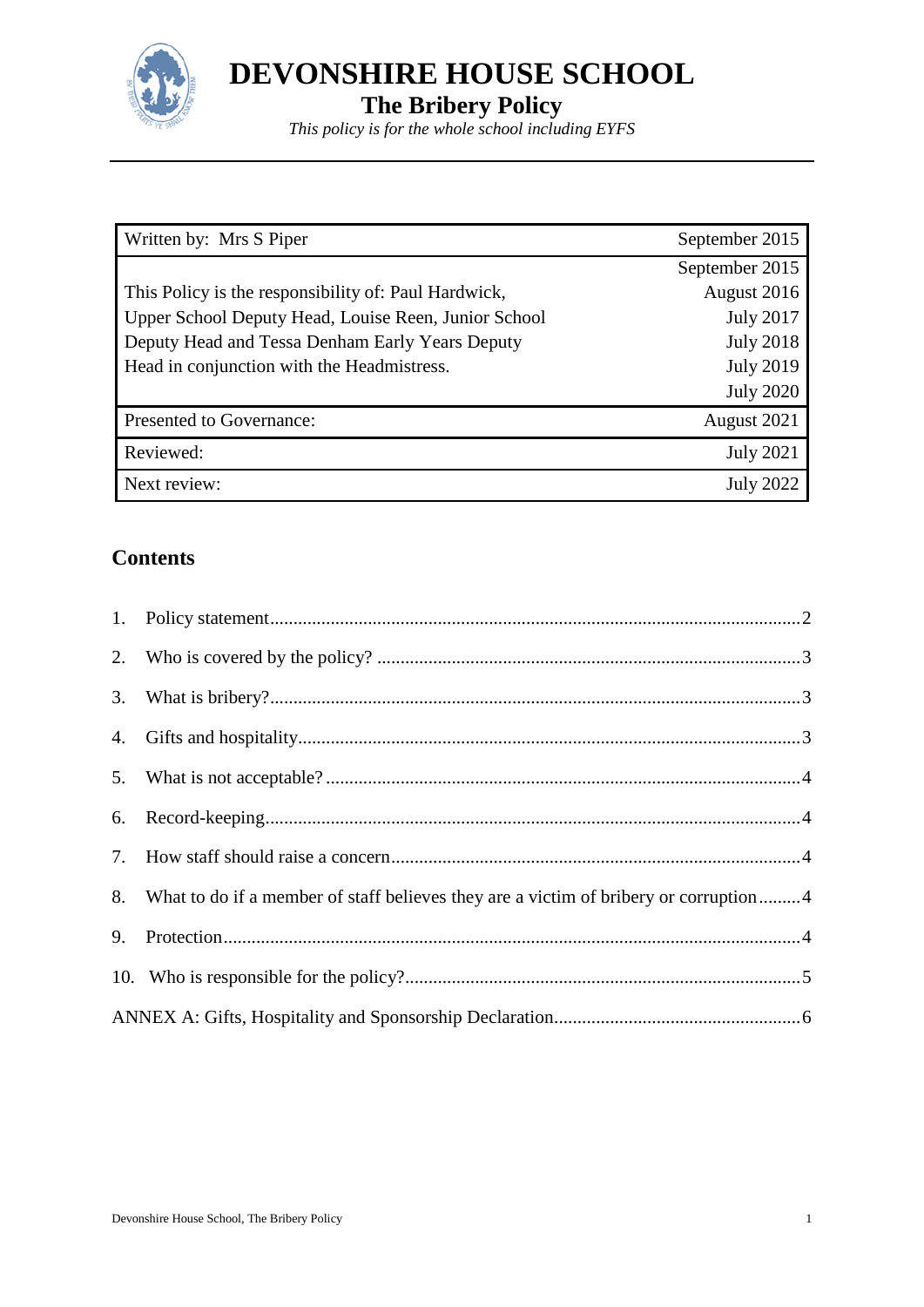# DEVONSHIRE HOUSE SCHOOL

## The Bribery Policy

*This policy is for the whole school including EYFS*

| Written by: Mrs S Piper | September 2015 |
|---|---|
| This Policy is the responsibility of: Paul Hardwick, Upper School Deputy Head, Louise Reen, Junior School Deputy Head and Tessa Denham Early Years Deputy Head in conjunction with the Headmistress. | September 2015<br>August 2016<br>July 2017<br>July 2018<br>July 2019<br>July 2020 |
| Presented to Governance: | August 2021 |
| Reviewed: | July 2021 |
| Next review: | July 2022 |

## Contents

1. Policy statement .......... 2
2. Who is covered by the policy? .......... 3
3. What is bribery? .......... 3
4. Gifts and hospitality .......... 3
5. What is not acceptable? .......... 4
6. Record-keeping .......... 4
7. How staff should raise a concern .......... 4
8. What to do if a member of staff believes they are a victim of bribery or corruption .......... 4
9. Protection .......... 4
10. Who is responsible for the policy? .......... 5

ANNEX A: Gifts, Hospitality and Sponsorship Declaration .......... 6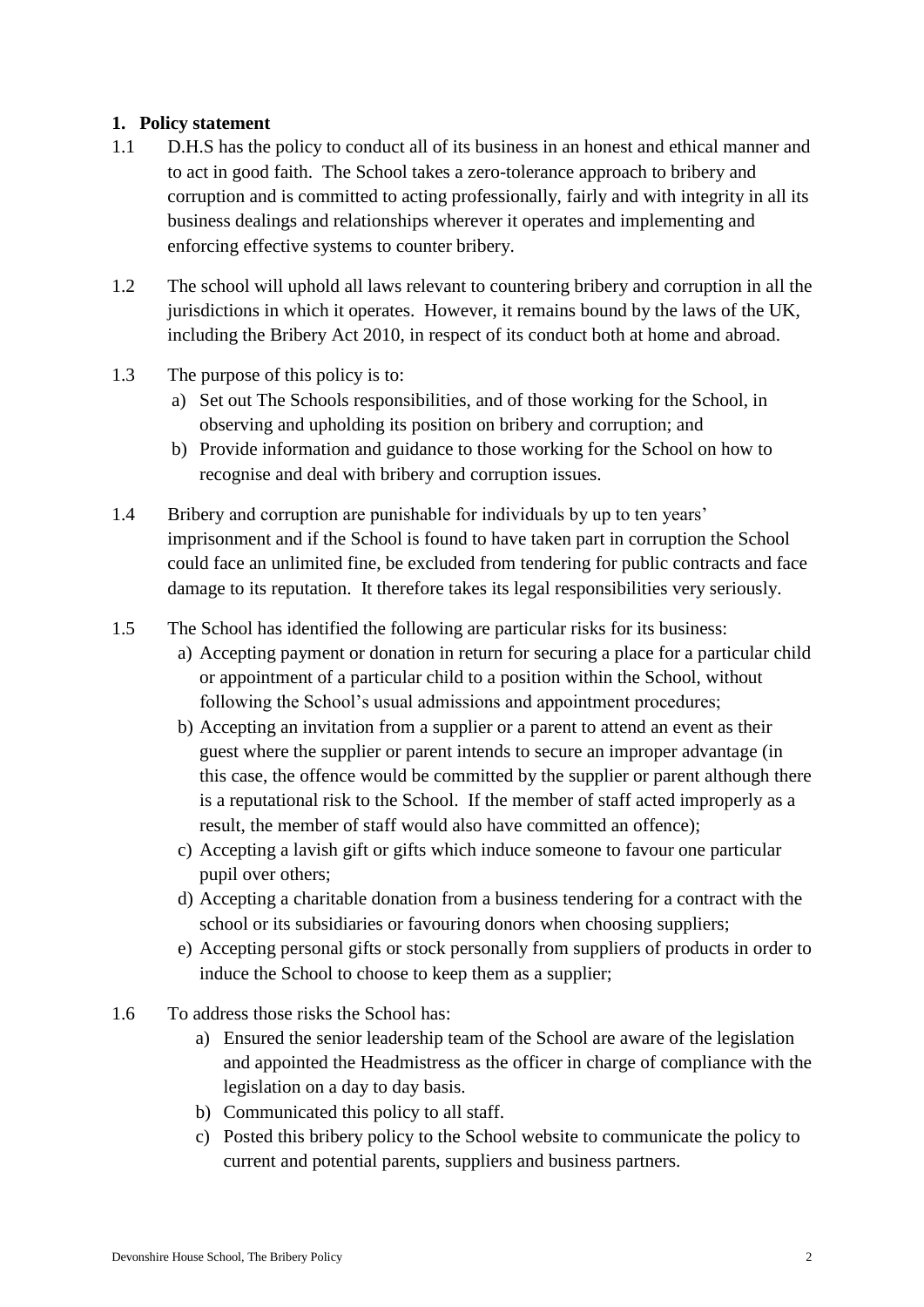## 1. Policy statement

1.1 D.H.S has the policy to conduct all of its business in an honest and ethical manner and to act in good faith. The School takes a zero-tolerance approach to bribery and corruption and is committed to acting professionally, fairly and with integrity in all its business dealings and relationships wherever it operates and implementing and enforcing effective systems to counter bribery.

1.2 The school will uphold all laws relevant to countering bribery and corruption in all the jurisdictions in which it operates. However, it remains bound by the laws of the UK, including the Bribery Act 2010, in respect of its conduct both at home and abroad.

1.3 The purpose of this policy is to:

a) Set out The Schools responsibilities, and of those working for the School, in observing and upholding its position on bribery and corruption; and
b) Provide information and guidance to those working for the School on how to recognise and deal with bribery and corruption issues.

1.4 Bribery and corruption are punishable for individuals by up to ten years' imprisonment and if the School is found to have taken part in corruption the School could face an unlimited fine, be excluded from tendering for public contracts and face damage to its reputation. It therefore takes its legal responsibilities very seriously.

1.5 The School has identified the following are particular risks for its business:

a) Accepting payment or donation in return for securing a place for a particular child or appointment of a particular child to a position within the School, without following the School's usual admissions and appointment procedures;
b) Accepting an invitation from a supplier or a parent to attend an event as their guest where the supplier or parent intends to secure an improper advantage (in this case, the offence would be committed by the supplier or parent although there is a reputational risk to the School. If the member of staff acted improperly as a result, the member of staff would also have committed an offence);
c) Accepting a lavish gift or gifts which induce someone to favour one particular pupil over others;
d) Accepting a charitable donation from a business tendering for a contract with the school or its subsidiaries or favouring donors when choosing suppliers;
e) Accepting personal gifts or stock personally from suppliers of products in order to induce the School to choose to keep them as a supplier;

1.6 To address those risks the School has:

a) Ensured the senior leadership team of the School are aware of the legislation and appointed the Headmistress as the officer in charge of compliance with the legislation on a day to day basis.
b) Communicated this policy to all staff.
c) Posted this bribery policy to the School website to communicate the policy to current and potential parents, suppliers and business partners.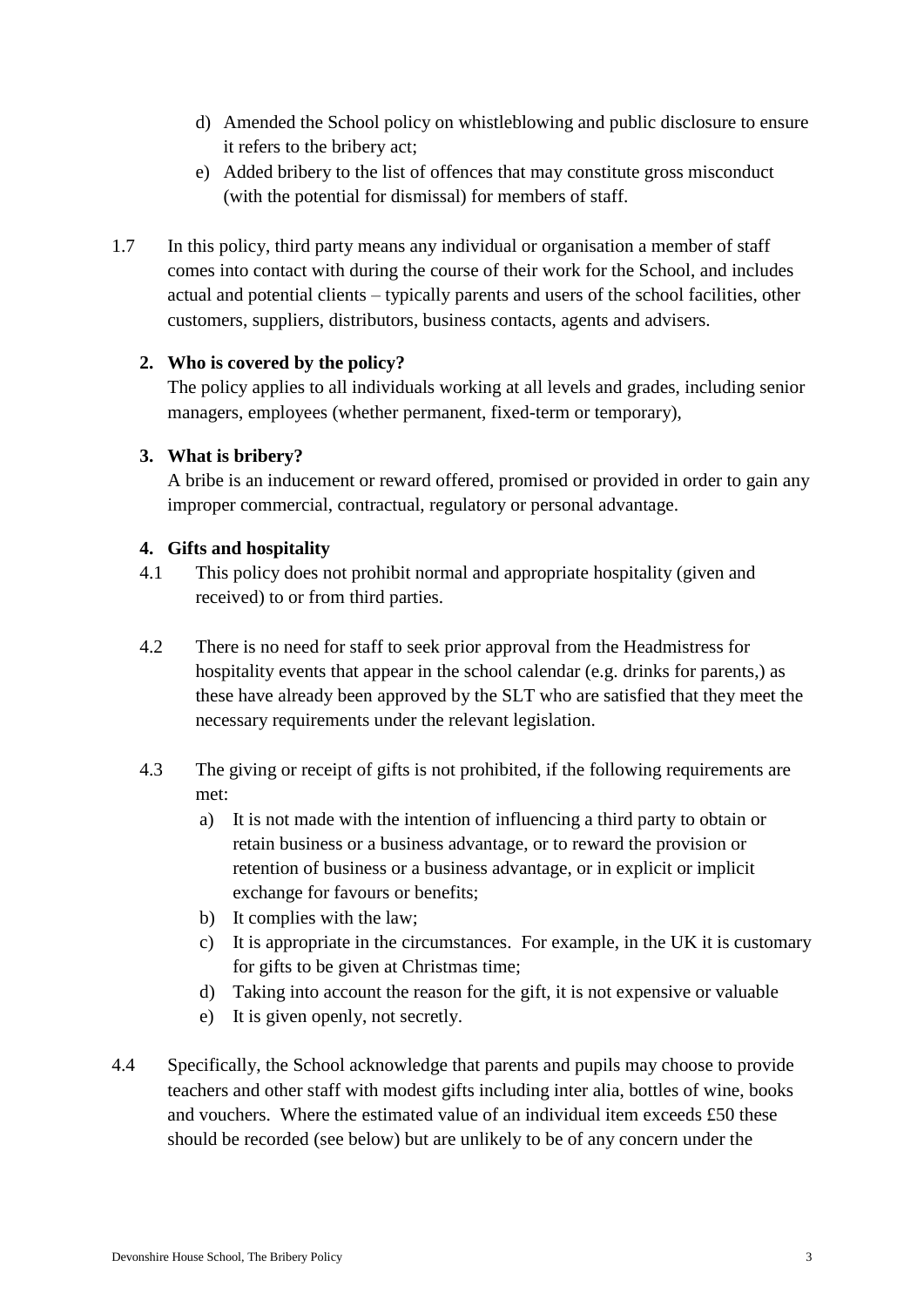d) Amended the School policy on whistleblowing and public disclosure to ensure it refers to the bribery act;
e) Added bribery to the list of offences that may constitute gross misconduct (with the potential for dismissal) for members of staff.

1.7 In this policy, third party means any individual or organisation a member of staff comes into contact with during the course of their work for the School, and includes actual and potential clients – typically parents and users of the school facilities, other customers, suppliers, distributors, business contacts, agents and advisers.

## 2. Who is covered by the policy?

The policy applies to all individuals working at all levels and grades, including senior managers, employees (whether permanent, fixed-term or temporary),

## 3. What is bribery?

A bribe is an inducement or reward offered, promised or provided in order to gain any improper commercial, contractual, regulatory or personal advantage.

## 4. Gifts and hospitality

4.1 This policy does not prohibit normal and appropriate hospitality (given and received) to or from third parties.

4.2 There is no need for staff to seek prior approval from the Headmistress for hospitality events that appear in the school calendar (e.g. drinks for parents,) as these have already been approved by the SLT who are satisfied that they meet the necessary requirements under the relevant legislation.

4.3 The giving or receipt of gifts is not prohibited, if the following requirements are met:

a) It is not made with the intention of influencing a third party to obtain or retain business or a business advantage, or to reward the provision or retention of business or a business advantage, or in explicit or implicit exchange for favours or benefits;
b) It complies with the law;
c) It is appropriate in the circumstances. For example, in the UK it is customary for gifts to be given at Christmas time;
d) Taking into account the reason for the gift, it is not expensive or valuable
e) It is given openly, not secretly.

4.4 Specifically, the School acknowledge that parents and pupils may choose to provide teachers and other staff with modest gifts including inter alia, bottles of wine, books and vouchers. Where the estimated value of an individual item exceeds £50 these should be recorded (see below) but are unlikely to be of any concern under the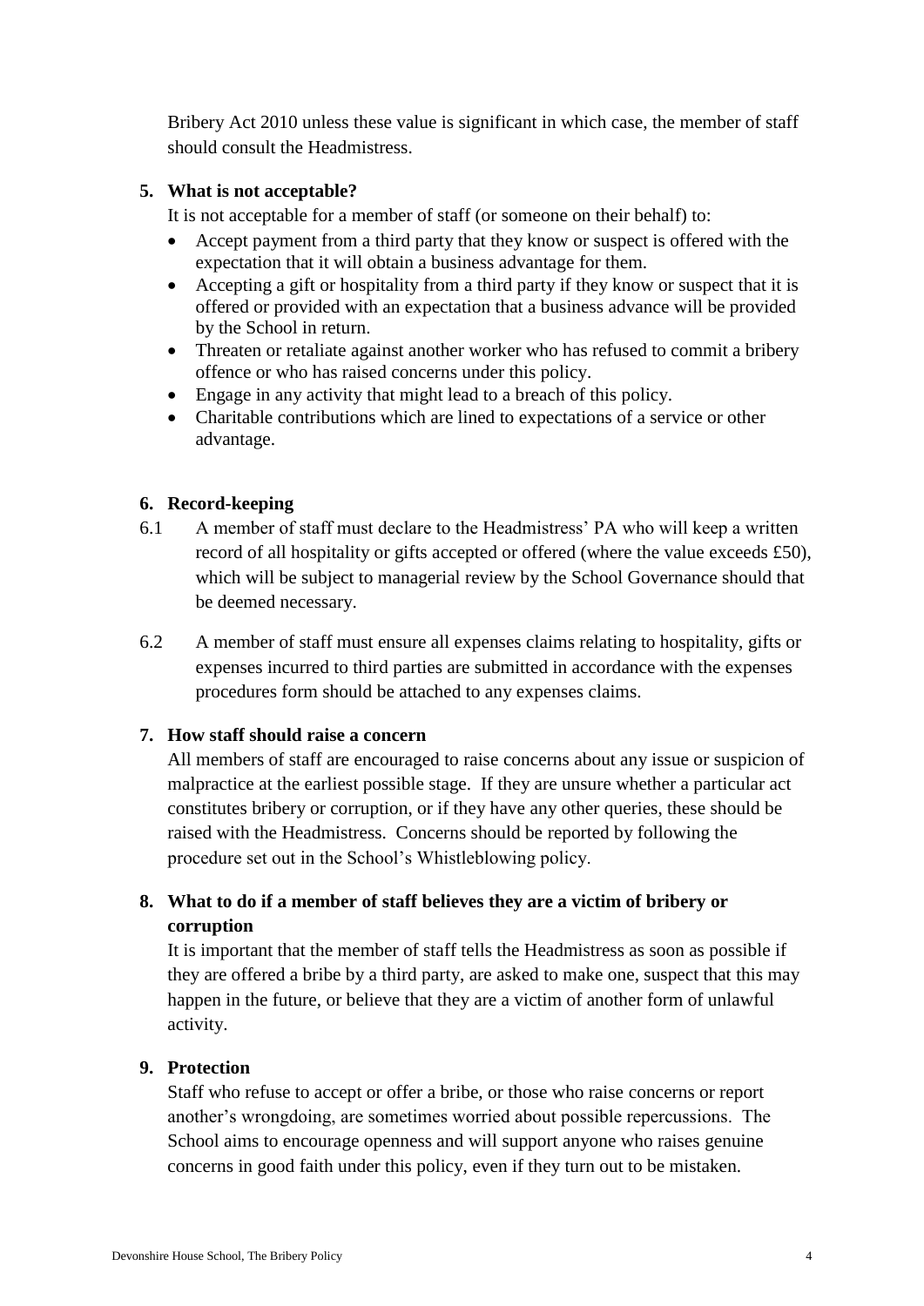Bribery Act 2010 unless these value is significant in which case, the member of staff should consult the Headmistress.

**5. What is not acceptable?**

It is not acceptable for a member of staff (or someone on their behalf) to:

- Accept payment from a third party that they know or suspect is offered with the expectation that it will obtain a business advantage for them.
- Accepting a gift or hospitality from a third party if they know or suspect that it is offered or provided with an expectation that a business advance will be provided by the School in return.
- Threaten or retaliate against another worker who has refused to commit a bribery offence or who has raised concerns under this policy.
- Engage in any activity that might lead to a breach of this policy.
- Charitable contributions which are lined to expectations of a service or other advantage.

**6. Record-keeping**

6.1 A member of staff must declare to the Headmistress' PA who will keep a written record of all hospitality or gifts accepted or offered (where the value exceeds £50), which will be subject to managerial review by the School Governance should that be deemed necessary.

6.2 A member of staff must ensure all expenses claims relating to hospitality, gifts or expenses incurred to third parties are submitted in accordance with the expenses procedures form should be attached to any expenses claims.

**7. How staff should raise a concern**

All members of staff are encouraged to raise concerns about any issue or suspicion of malpractice at the earliest possible stage. If they are unsure whether a particular act constitutes bribery or corruption, or if they have any other queries, these should be raised with the Headmistress. Concerns should be reported by following the procedure set out in the School's Whistleblowing policy.

**8. What to do if a member of staff believes they are a victim of bribery or corruption**

It is important that the member of staff tells the Headmistress as soon as possible if they are offered a bribe by a third party, are asked to make one, suspect that this may happen in the future, or believe that they are a victim of another form of unlawful activity.

**9. Protection**

Staff who refuse to accept or offer a bribe, or those who raise concerns or report another's wrongdoing, are sometimes worried about possible repercussions. The School aims to encourage openness and will support anyone who raises genuine concerns in good faith under this policy, even if they turn out to be mistaken.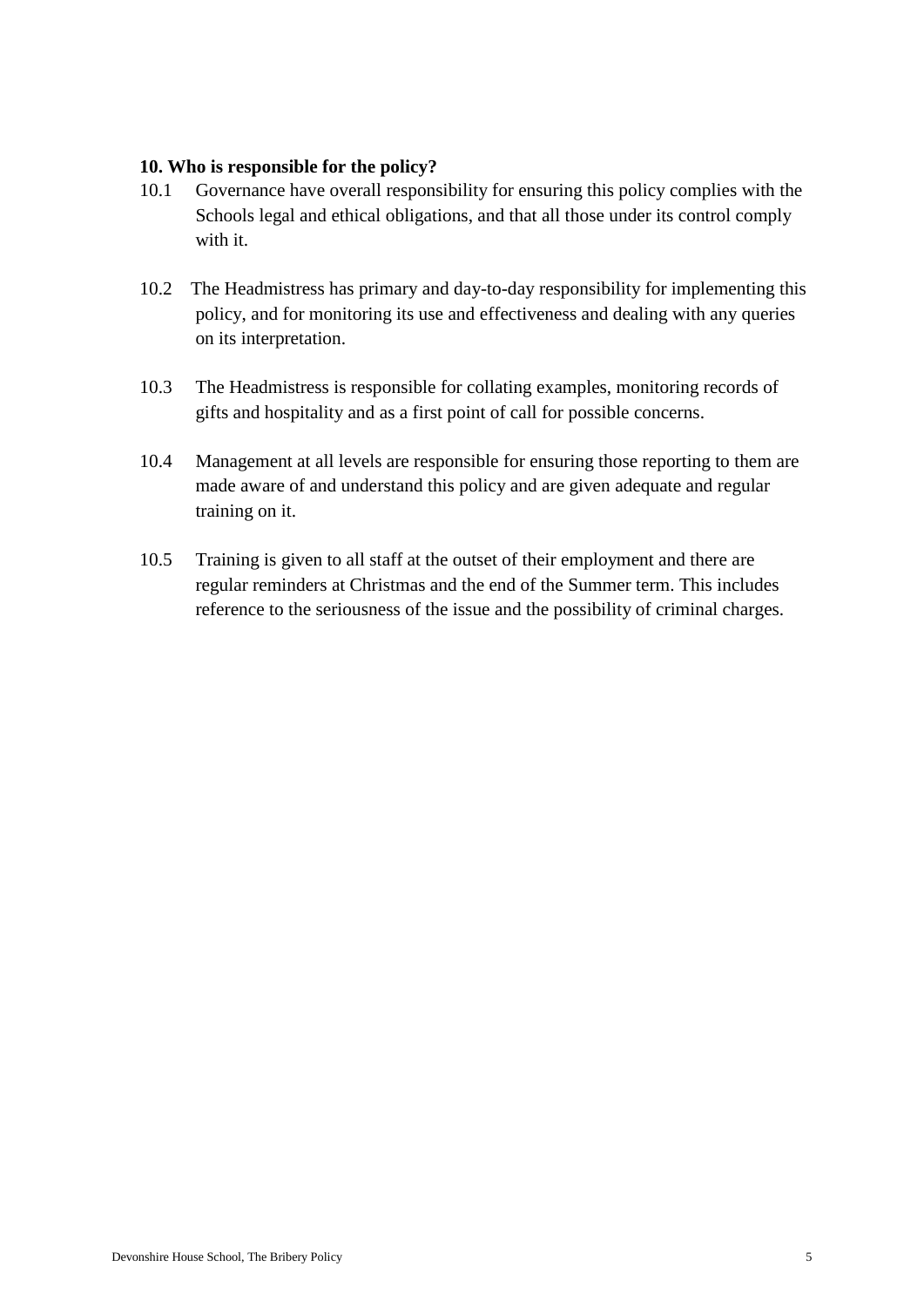**10. Who is responsible for the policy?**

10.1 Governance have overall responsibility for ensuring this policy complies with the Schools legal and ethical obligations, and that all those under its control comply with it.

10.2 The Headmistress has primary and day-to-day responsibility for implementing this policy, and for monitoring its use and effectiveness and dealing with any queries on its interpretation.

10.3 The Headmistress is responsible for collating examples, monitoring records of gifts and hospitality and as a first point of call for possible concerns.

10.4 Management at all levels are responsible for ensuring those reporting to them are made aware of and understand this policy and are given adequate and regular training on it.

10.5 Training is given to all staff at the outset of their employment and there are regular reminders at Christmas and the end of the Summer term. This includes reference to the seriousness of the issue and the possibility of criminal charges.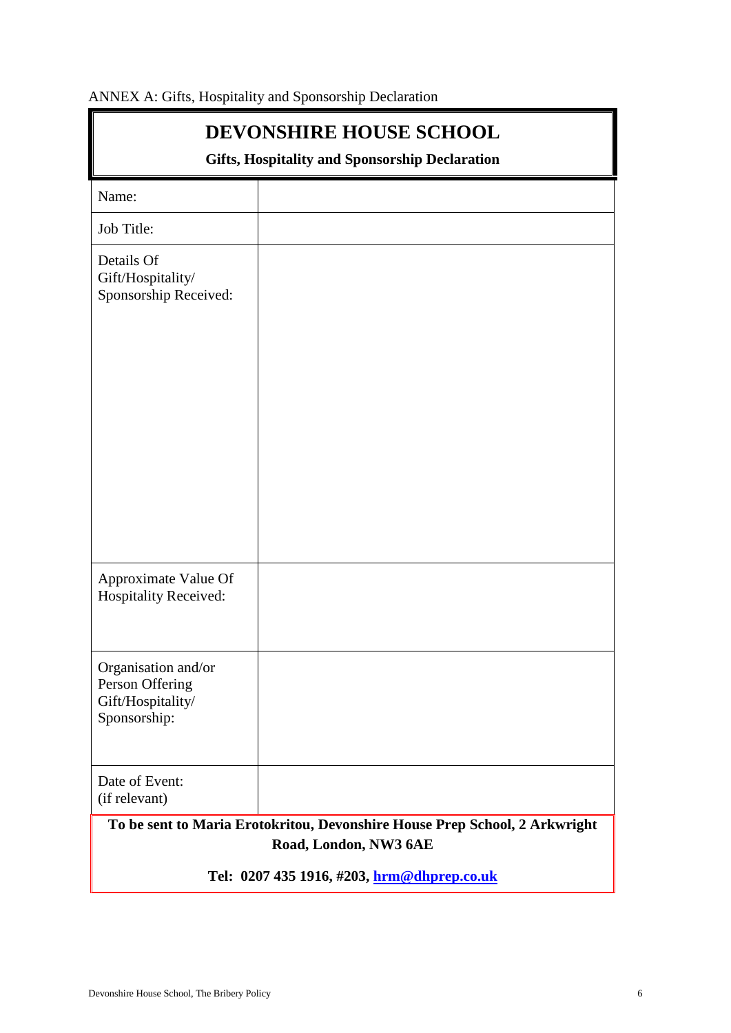ANNEX A: Gifts, Hospitality and Sponsorship Declaration

# DEVONSHIRE HOUSE SCHOOL

**Gifts, Hospitality and Sponsorship Declaration**

| | |
|---|---|
| Name: | |
| Job Title: | |
| Details Of Gift/Hospitality/ Sponsorship Received: | |
| Approximate Value Of Hospitality Received: | |
| Organisation and/or Person Offering Gift/Hospitality/ Sponsorship: | |
| Date of Event: (if relevant) | |

**To be sent to Maria Erotokritou, Devonshire House Prep School, 2 Arkwright Road, London, NW3 6AE**

**Tel: 0207 435 1916, #203, hrm@dhprep.co.uk**